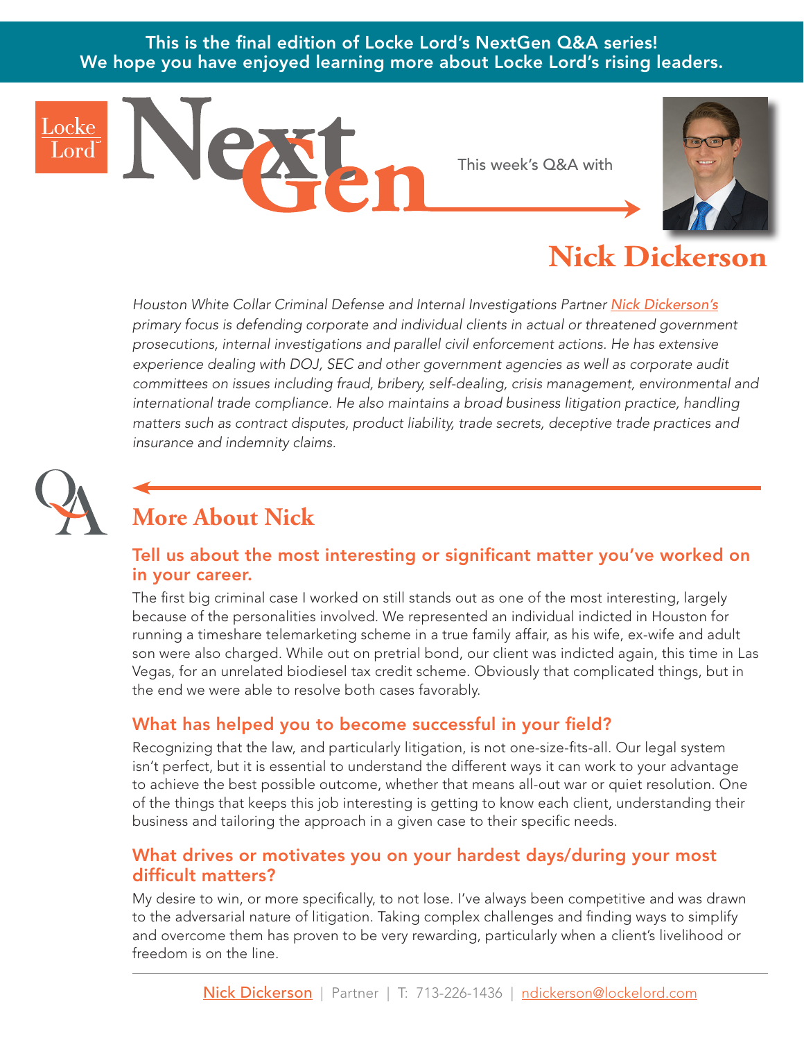**This is the final edition of Locke Lord's NextGen Q&A series!**
**We hope you have enjoyed learning more about Locke Lord's rising leaders.**

Locke Lord

NextGen

This week's Q&A with

# Nick Dickerson

*Houston White Collar Criminal Defense and Internal Investigations Partner Nick Dickerson's primary focus is defending corporate and individual clients in actual or threatened government prosecutions, internal investigations and parallel civil enforcement actions. He has extensive experience dealing with DOJ, SEC and other government agencies as well as corporate audit committees on issues including fraud, bribery, self-dealing, crisis management, environmental and international trade compliance. He also maintains a broad business litigation practice, handling matters such as contract disputes, product liability, trade secrets, deceptive trade practices and insurance and indemnity claims.*

## More About Nick

### Tell us about the most interesting or significant matter you've worked on in your career.

The first big criminal case I worked on still stands out as one of the most interesting, largely because of the personalities involved. We represented an individual indicted in Houston for running a timeshare telemarketing scheme in a true family affair, as his wife, ex-wife and adult son were also charged. While out on pretrial bond, our client was indicted again, this time in Las Vegas, for an unrelated biodiesel tax credit scheme. Obviously that complicated things, but in the end we were able to resolve both cases favorably.

### What has helped you to become successful in your field?

Recognizing that the law, and particularly litigation, is not one-size-fits-all. Our legal system isn't perfect, but it is essential to understand the different ways it can work to your advantage to achieve the best possible outcome, whether that means all-out war or quiet resolution. One of the things that keeps this job interesting is getting to know each client, understanding their business and tailoring the approach in a given case to their specific needs.

### What drives or motivates you on your hardest days/during your most difficult matters?

My desire to win, or more specifically, to not lose. I've always been competitive and was drawn to the adversarial nature of litigation. Taking complex challenges and finding ways to simplify and overcome them has proven to be very rewarding, particularly when a client's livelihood or freedom is on the line.

Nick Dickerson | Partner | T: 713-226-1436 | ndickerson@lockelord.com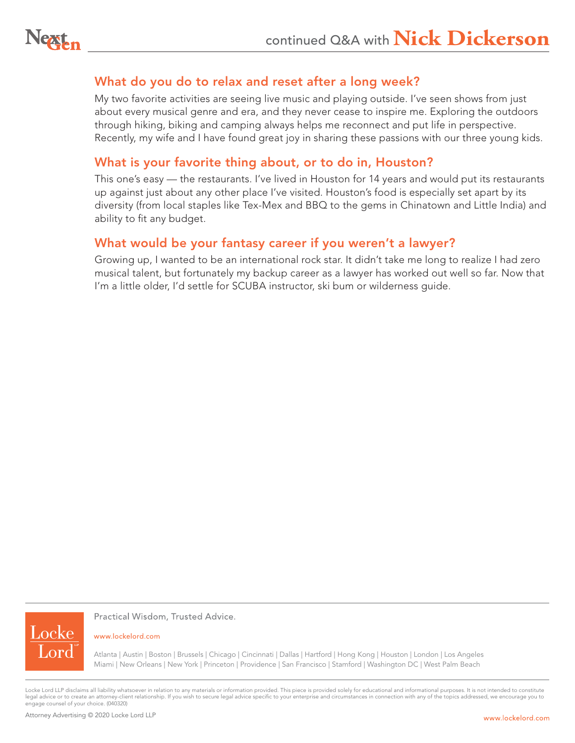## What do you do to relax and reset after a long week?

My two favorite activities are seeing live music and playing outside. I've seen shows from just about every musical genre and era, and they never cease to inspire me. Exploring the outdoors through hiking, biking and camping always helps me reconnect and put life in perspective. Recently, my wife and I have found great joy in sharing these passions with our three young kids.

## What is your favorite thing about, or to do in, Houston?

This one's easy — the restaurants. I've lived in Houston for 14 years and would put its restaurants up against just about any other place I've visited. Houston's food is especially set apart by its diversity (from local staples like Tex-Mex and BBQ to the gems in Chinatown and Little India) and ability to fit any budget.

## What would be your fantasy career if you weren't a lawyer?

Growing up, I wanted to be an international rock star. It didn't take me long to realize I had zero musical talent, but fortunately my backup career as a lawyer has worked out well so far. Now that I'm a little older, I'd settle for SCUBA instructor, ski bum or wilderness guide.

Locke Lord LLP

Practical Wisdom, Trusted Advice.

www.lockelord.com

Atlanta | Austin | Boston | Brussels | Chicago | Cincinnati | Dallas | Hartford | Hong Kong | Houston | London | Los Angeles
Miami | New Orleans | New York | Princeton | Providence | San Francisco | Stamford | Washington DC | West Palm Beach

Locke Lord LLP disclaims all liability whatsoever in relation to any materials or information provided. This piece is provided solely for educational and informational purposes. It is not intended to constitute legal advice or to create an attorney-client relationship. If you wish to secure legal advice specific to your enterprise and circumstances in connection with any of the topics addressed, we encourage you to engage counsel of your choice. (040320)

Attorney Advertising © 2020 Locke Lord LLP